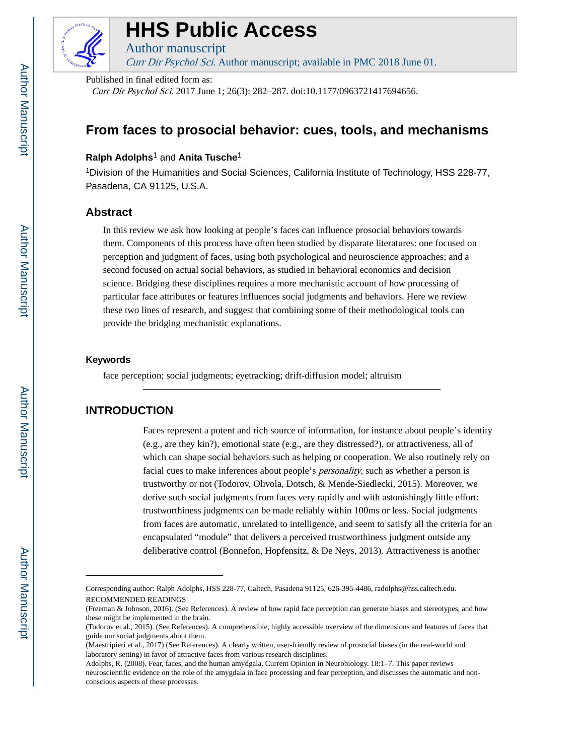# HHS Public Access

Author manuscript

*Curr Dir Psychol Sci*. Author manuscript; available in PMC 2018 June 01.

Published in final edited form as:

*Curr Dir Psychol Sci*. 2017 June 1; 26(3): 282–287. doi:10.1177/0963721417694656.

# From faces to prosocial behavior: cues, tools, and mechanisms

**Ralph Adolphs**[1] and **Anita Tusche**[1]

[1]Division of the Humanities and Social Sciences, California Institute of Technology, HSS 228-77, Pasadena, CA 91125, U.S.A.

## Abstract

In this review we ask how looking at people's faces can influence prosocial behaviors towards them. Components of this process have often been studied by disparate literatures: one focused on perception and judgment of faces, using both psychological and neuroscience approaches; and a second focused on actual social behaviors, as studied in behavioral economics and decision science. Bridging these disciplines requires a more mechanistic account of how processing of particular face attributes or features influences social judgments and behaviors. Here we review these two lines of research, and suggest that combining some of their methodological tools can provide the bridging mechanistic explanations.

### Keywords

face perception; social judgments; eyetracking; drift-diffusion model; altruism

## INTRODUCTION

Faces represent a potent and rich source of information, for instance about people's identity (e.g., are they kin?), emotional state (e.g., are they distressed?), or attractiveness, all of which can shape social behaviors such as helping or cooperation. We also routinely rely on facial cues to make inferences about people's *personality*, such as whether a person is trustworthy or not (Todorov, Olivola, Dotsch, & Mende-Siedlecki, 2015). Moreover, we derive such social judgments from faces very rapidly and with astonishingly little effort: trustworthiness judgments can be made reliably within 100ms or less. Social judgments from faces are automatic, unrelated to intelligence, and seem to satisfy all the criteria for an encapsulated "module" that delivers a perceived trustworthiness judgment outside any deliberative control (Bonnefon, Hopfensitz, & De Neys, 2013). Attractiveness is another

---

Corresponding author: Ralph Adolphs, HSS 228-77, Caltech, Pasadena 91125, 626-395-4486, radolphs@hss.caltech.edu.

RECOMMENDED READINGS

(Freeman & Johnson, 2016). (See References). A review of how rapid face perception can generate biases and stereotypes, and how these might be implemented in the brain.

(Todorov et al., 2015). (See References). A comprehensible, highly accessible overview of the dimensions and features of faces that guide our social judgments about them.

(Maestripieri et al., 2017) (See References). A clearly written, user-friendly review of prosocial biases (in the real-world and laboratory setting) in favor of attractive faces from various research disciplines.

Adolphs, R. (2008). Fear, faces, and the human amygdala. Current Opinion in Neurobiology. 18:1–7. This paper reviews neuroscientific evidence on the role of the amygdala in face processing and fear perception, and discusses the automatic and non-conscious aspects of these processes.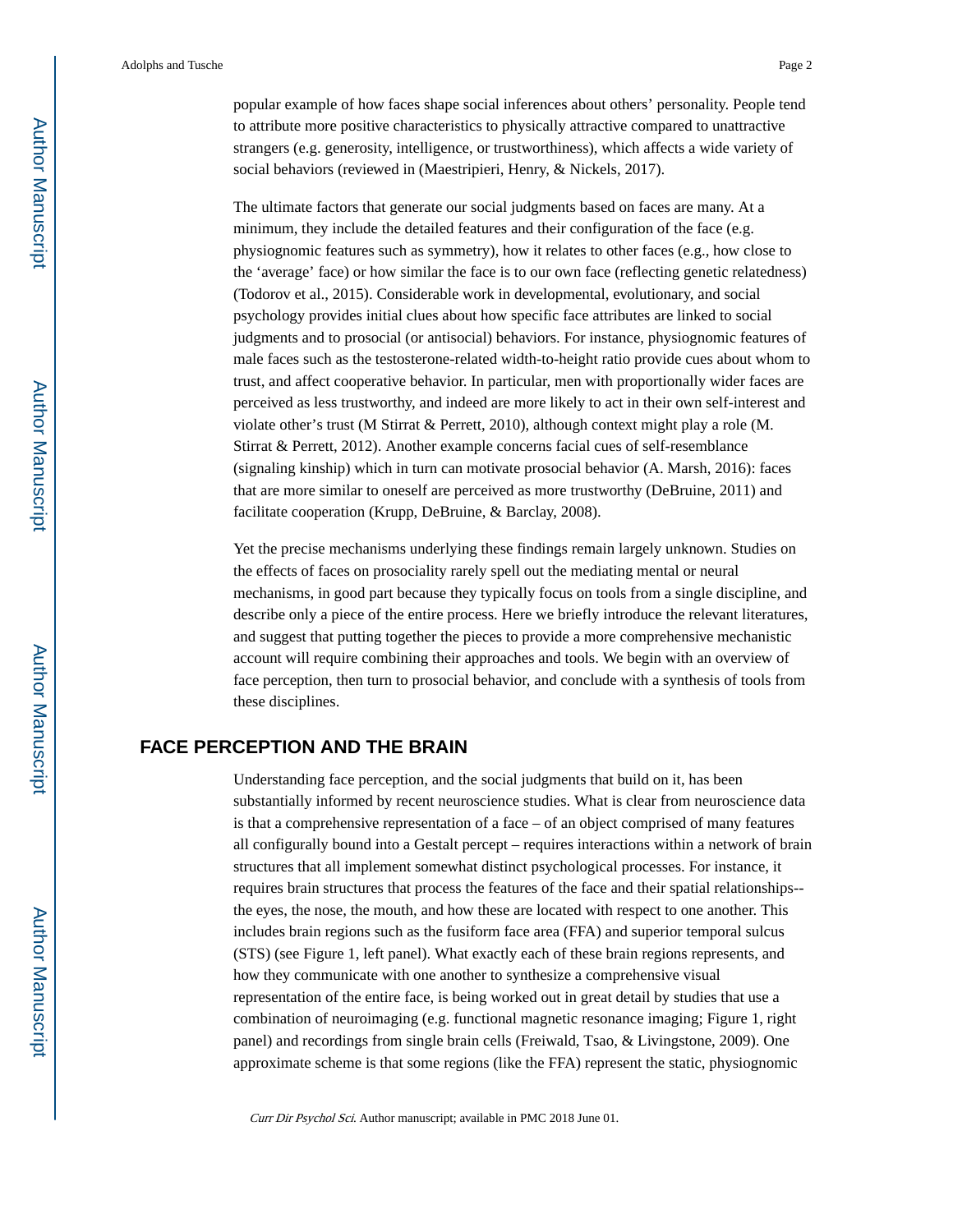popular example of how faces shape social inferences about others' personality. People tend to attribute more positive characteristics to physically attractive compared to unattractive strangers (e.g. generosity, intelligence, or trustworthiness), which affects a wide variety of social behaviors (reviewed in (Maestripieri, Henry, & Nickels, 2017).

The ultimate factors that generate our social judgments based on faces are many. At a minimum, they include the detailed features and their configuration of the face (e.g. physiognomic features such as symmetry), how it relates to other faces (e.g., how close to the 'average' face) or how similar the face is to our own face (reflecting genetic relatedness) (Todorov et al., 2015). Considerable work in developmental, evolutionary, and social psychology provides initial clues about how specific face attributes are linked to social judgments and to prosocial (or antisocial) behaviors. For instance, physiognomic features of male faces such as the testosterone-related width-to-height ratio provide cues about whom to trust, and affect cooperative behavior. In particular, men with proportionally wider faces are perceived as less trustworthy, and indeed are more likely to act in their own self-interest and violate other's trust (M Stirrat & Perrett, 2010), although context might play a role (M. Stirrat & Perrett, 2012). Another example concerns facial cues of self-resemblance (signaling kinship) which in turn can motivate prosocial behavior (A. Marsh, 2016): faces that are more similar to oneself are perceived as more trustworthy (DeBruine, 2011) and facilitate cooperation (Krupp, DeBruine, & Barclay, 2008).

Yet the precise mechanisms underlying these findings remain largely unknown. Studies on the effects of faces on prosociality rarely spell out the mediating mental or neural mechanisms, in good part because they typically focus on tools from a single discipline, and describe only a piece of the entire process. Here we briefly introduce the relevant literatures, and suggest that putting together the pieces to provide a more comprehensive mechanistic account will require combining their approaches and tools. We begin with an overview of face perception, then turn to prosocial behavior, and conclude with a synthesis of tools from these disciplines.

## FACE PERCEPTION AND THE BRAIN

Understanding face perception, and the social judgments that build on it, has been substantially informed by recent neuroscience studies. What is clear from neuroscience data is that a comprehensive representation of a face – of an object comprised of many features all configurally bound into a Gestalt percept – requires interactions within a network of brain structures that all implement somewhat distinct psychological processes. For instance, it requires brain structures that process the features of the face and their spatial relationships--the eyes, the nose, the mouth, and how these are located with respect to one another. This includes brain regions such as the fusiform face area (FFA) and superior temporal sulcus (STS) (see Figure 1, left panel). What exactly each of these brain regions represents, and how they communicate with one another to synthesize a comprehensive visual representation of the entire face, is being worked out in great detail by studies that use a combination of neuroimaging (e.g. functional magnetic resonance imaging; Figure 1, right panel) and recordings from single brain cells (Freiwald, Tsao, & Livingstone, 2009). One approximate scheme is that some regions (like the FFA) represent the static, physiognomic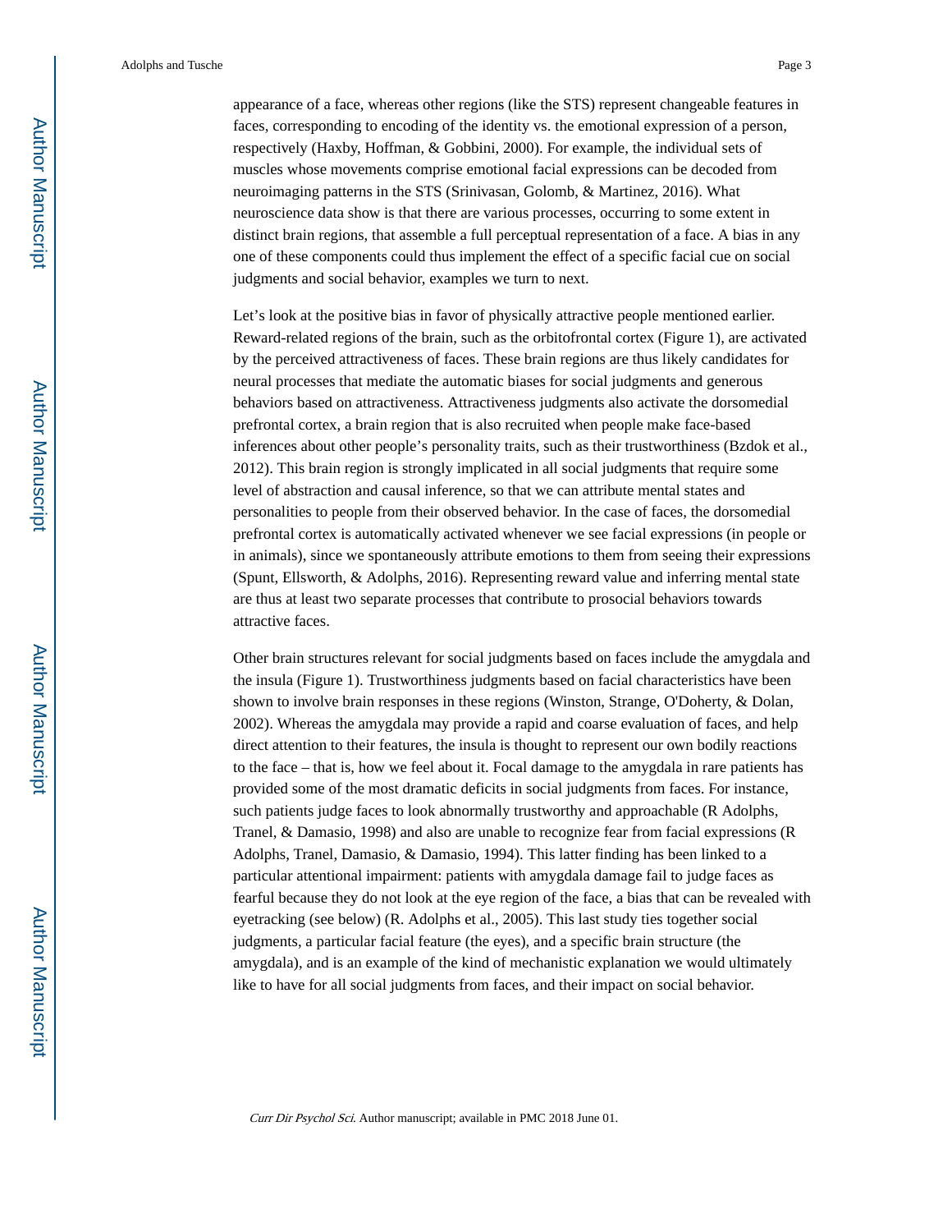appearance of a face, whereas other regions (like the STS) represent changeable features in faces, corresponding to encoding of the identity vs. the emotional expression of a person, respectively (Haxby, Hoffman, & Gobbini, 2000). For example, the individual sets of muscles whose movements comprise emotional facial expressions can be decoded from neuroimaging patterns in the STS (Srinivasan, Golomb, & Martinez, 2016). What neuroscience data show is that there are various processes, occurring to some extent in distinct brain regions, that assemble a full perceptual representation of a face. A bias in any one of these components could thus implement the effect of a specific facial cue on social judgments and social behavior, examples we turn to next.

Let's look at the positive bias in favor of physically attractive people mentioned earlier. Reward-related regions of the brain, such as the orbitofrontal cortex (Figure 1), are activated by the perceived attractiveness of faces. These brain regions are thus likely candidates for neural processes that mediate the automatic biases for social judgments and generous behaviors based on attractiveness. Attractiveness judgments also activate the dorsomedial prefrontal cortex, a brain region that is also recruited when people make face-based inferences about other people's personality traits, such as their trustworthiness (Bzdok et al., 2012). This brain region is strongly implicated in all social judgments that require some level of abstraction and causal inference, so that we can attribute mental states and personalities to people from their observed behavior. In the case of faces, the dorsomedial prefrontal cortex is automatically activated whenever we see facial expressions (in people or in animals), since we spontaneously attribute emotions to them from seeing their expressions (Spunt, Ellsworth, & Adolphs, 2016). Representing reward value and inferring mental state are thus at least two separate processes that contribute to prosocial behaviors towards attractive faces.

Other brain structures relevant for social judgments based on faces include the amygdala and the insula (Figure 1). Trustworthiness judgments based on facial characteristics have been shown to involve brain responses in these regions (Winston, Strange, O'Doherty, & Dolan, 2002). Whereas the amygdala may provide a rapid and coarse evaluation of faces, and help direct attention to their features, the insula is thought to represent our own bodily reactions to the face – that is, how we feel about it. Focal damage to the amygdala in rare patients has provided some of the most dramatic deficits in social judgments from faces. For instance, such patients judge faces to look abnormally trustworthy and approachable (R Adolphs, Tranel, & Damasio, 1998) and also are unable to recognize fear from facial expressions (R Adolphs, Tranel, Damasio, & Damasio, 1994). This latter finding has been linked to a particular attentional impairment: patients with amygdala damage fail to judge faces as fearful because they do not look at the eye region of the face, a bias that can be revealed with eyetracking (see below) (R. Adolphs et al., 2005). This last study ties together social judgments, a particular facial feature (the eyes), and a specific brain structure (the amygdala), and is an example of the kind of mechanistic explanation we would ultimately like to have for all social judgments from faces, and their impact on social behavior.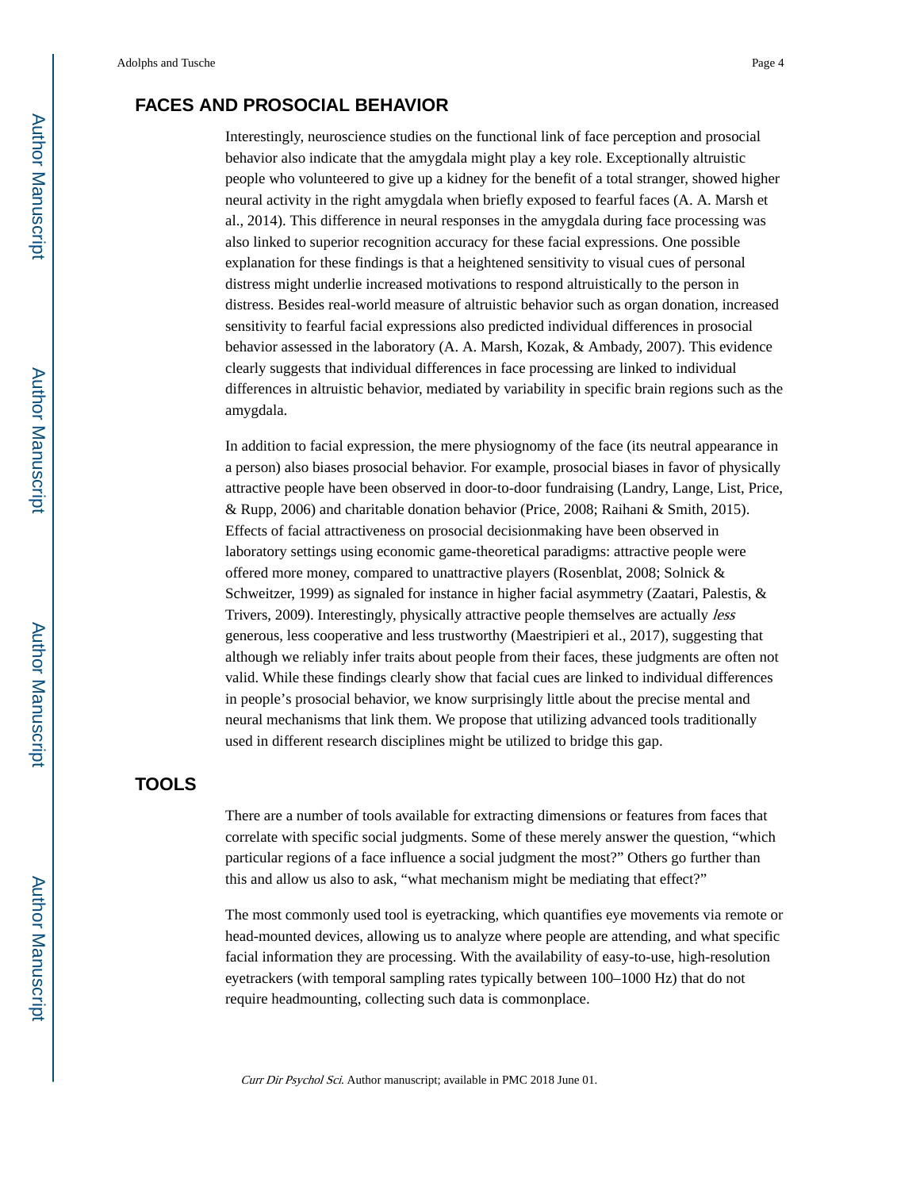## FACES AND PROSOCIAL BEHAVIOR

Interestingly, neuroscience studies on the functional link of face perception and prosocial behavior also indicate that the amygdala might play a key role. Exceptionally altruistic people who volunteered to give up a kidney for the benefit of a total stranger, showed higher neural activity in the right amygdala when briefly exposed to fearful faces (A. A. Marsh et al., 2014). This difference in neural responses in the amygdala during face processing was also linked to superior recognition accuracy for these facial expressions. One possible explanation for these findings is that a heightened sensitivity to visual cues of personal distress might underlie increased motivations to respond altruistically to the person in distress. Besides real-world measure of altruistic behavior such as organ donation, increased sensitivity to fearful facial expressions also predicted individual differences in prosocial behavior assessed in the laboratory (A. A. Marsh, Kozak, & Ambady, 2007). This evidence clearly suggests that individual differences in face processing are linked to individual differences in altruistic behavior, mediated by variability in specific brain regions such as the amygdala.

In addition to facial expression, the mere physiognomy of the face (its neutral appearance in a person) also biases prosocial behavior. For example, prosocial biases in favor of physically attractive people have been observed in door-to-door fundraising (Landry, Lange, List, Price, & Rupp, 2006) and charitable donation behavior (Price, 2008; Raihani & Smith, 2015). Effects of facial attractiveness on prosocial decisionmaking have been observed in laboratory settings using economic game-theoretical paradigms: attractive people were offered more money, compared to unattractive players (Rosenblat, 2008; Solnick & Schweitzer, 1999) as signaled for instance in higher facial asymmetry (Zaatari, Palestis, & Trivers, 2009). Interestingly, physically attractive people themselves are actually *less* generous, less cooperative and less trustworthy (Maestripieri et al., 2017), suggesting that although we reliably infer traits about people from their faces, these judgments are often not valid. While these findings clearly show that facial cues are linked to individual differences in people's prosocial behavior, we know surprisingly little about the precise mental and neural mechanisms that link them. We propose that utilizing advanced tools traditionally used in different research disciplines might be utilized to bridge this gap.

## TOOLS

There are a number of tools available for extracting dimensions or features from faces that correlate with specific social judgments. Some of these merely answer the question, "which particular regions of a face influence a social judgment the most?" Others go further than this and allow us also to ask, "what mechanism might be mediating that effect?"

The most commonly used tool is eyetracking, which quantifies eye movements via remote or head-mounted devices, allowing us to analyze where people are attending, and what specific facial information they are processing. With the availability of easy-to-use, high-resolution eyetrackers (with temporal sampling rates typically between 100–1000 Hz) that do not require headmounting, collecting such data is commonplace.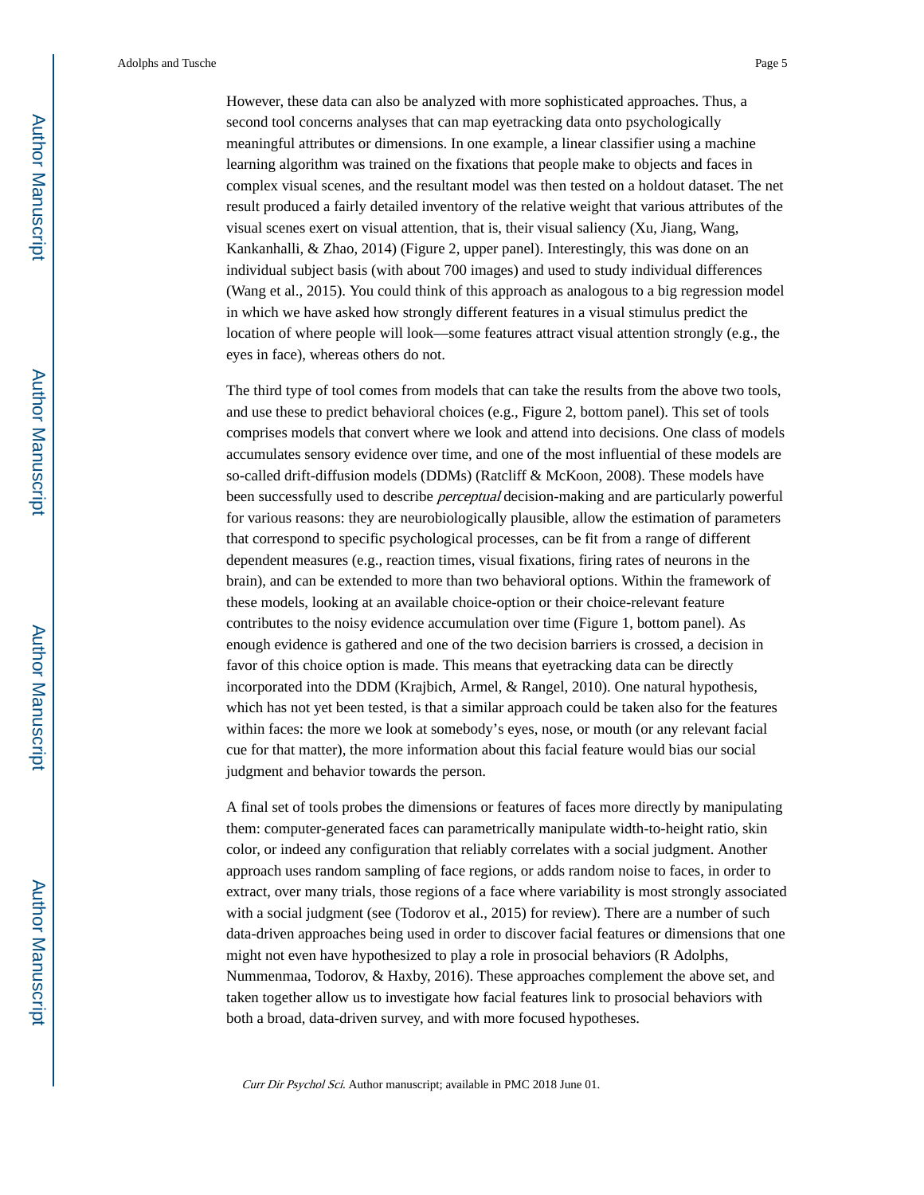However, these data can also be analyzed with more sophisticated approaches. Thus, a second tool concerns analyses that can map eyetracking data onto psychologically meaningful attributes or dimensions. In one example, a linear classifier using a machine learning algorithm was trained on the fixations that people make to objects and faces in complex visual scenes, and the resultant model was then tested on a holdout dataset. The net result produced a fairly detailed inventory of the relative weight that various attributes of the visual scenes exert on visual attention, that is, their visual saliency (Xu, Jiang, Wang, Kankanhalli, & Zhao, 2014) (Figure 2, upper panel). Interestingly, this was done on an individual subject basis (with about 700 images) and used to study individual differences (Wang et al., 2015). You could think of this approach as analogous to a big regression model in which we have asked how strongly different features in a visual stimulus predict the location of where people will look—some features attract visual attention strongly (e.g., the eyes in face), whereas others do not.

The third type of tool comes from models that can take the results from the above two tools, and use these to predict behavioral choices (e.g., Figure 2, bottom panel). This set of tools comprises models that convert where we look and attend into decisions. One class of models accumulates sensory evidence over time, and one of the most influential of these models are so-called drift-diffusion models (DDMs) (Ratcliff & McKoon, 2008). These models have been successfully used to describe *perceptual* decision-making and are particularly powerful for various reasons: they are neurobiologically plausible, allow the estimation of parameters that correspond to specific psychological processes, can be fit from a range of different dependent measures (e.g., reaction times, visual fixations, firing rates of neurons in the brain), and can be extended to more than two behavioral options. Within the framework of these models, looking at an available choice-option or their choice-relevant feature contributes to the noisy evidence accumulation over time (Figure 1, bottom panel). As enough evidence is gathered and one of the two decision barriers is crossed, a decision in favor of this choice option is made. This means that eyetracking data can be directly incorporated into the DDM (Krajbich, Armel, & Rangel, 2010). One natural hypothesis, which has not yet been tested, is that a similar approach could be taken also for the features within faces: the more we look at somebody's eyes, nose, or mouth (or any relevant facial cue for that matter), the more information about this facial feature would bias our social judgment and behavior towards the person.

A final set of tools probes the dimensions or features of faces more directly by manipulating them: computer-generated faces can parametrically manipulate width-to-height ratio, skin color, or indeed any configuration that reliably correlates with a social judgment. Another approach uses random sampling of face regions, or adds random noise to faces, in order to extract, over many trials, those regions of a face where variability is most strongly associated with a social judgment (see (Todorov et al., 2015) for review). There are a number of such data-driven approaches being used in order to discover facial features or dimensions that one might not even have hypothesized to play a role in prosocial behaviors (R Adolphs, Nummenmaa, Todorov, & Haxby, 2016). These approaches complement the above set, and taken together allow us to investigate how facial features link to prosocial behaviors with both a broad, data-driven survey, and with more focused hypotheses.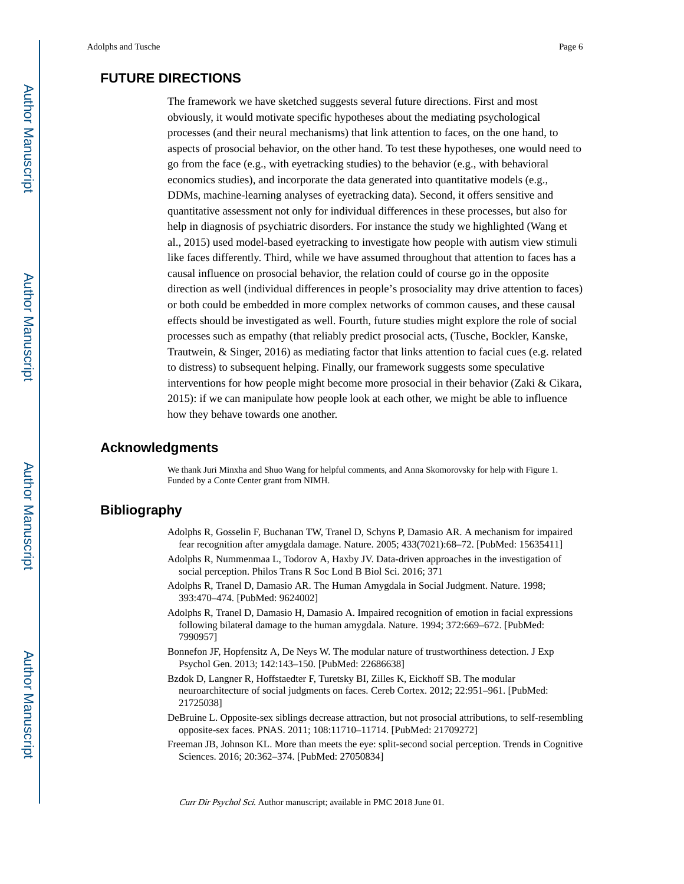## FUTURE DIRECTIONS

The framework we have sketched suggests several future directions. First and most obviously, it would motivate specific hypotheses about the mediating psychological processes (and their neural mechanisms) that link attention to faces, on the one hand, to aspects of prosocial behavior, on the other hand. To test these hypotheses, one would need to go from the face (e.g., with eyetracking studies) to the behavior (e.g., with behavioral economics studies), and incorporate the data generated into quantitative models (e.g., DDMs, machine-learning analyses of eyetracking data). Second, it offers sensitive and quantitative assessment not only for individual differences in these processes, but also for help in diagnosis of psychiatric disorders. For instance the study we highlighted (Wang et al., 2015) used model-based eyetracking to investigate how people with autism view stimuli like faces differently. Third, while we have assumed throughout that attention to faces has a causal influence on prosocial behavior, the relation could of course go in the opposite direction as well (individual differences in people's prosociality may drive attention to faces) or both could be embedded in more complex networks of common causes, and these causal effects should be investigated as well. Fourth, future studies might explore the role of social processes such as empathy (that reliably predict prosocial acts, (Tusche, Bockler, Kanske, Trautwein, & Singer, 2016) as mediating factor that links attention to facial cues (e.g. related to distress) to subsequent helping. Finally, our framework suggests some speculative interventions for how people might become more prosocial in their behavior (Zaki & Cikara, 2015): if we can manipulate how people look at each other, we might be able to influence how they behave towards one another.

## Acknowledgments

We thank Juri Minxha and Shuo Wang for helpful comments, and Anna Skomorovsky for help with Figure 1. Funded by a Conte Center grant from NIMH.

## Bibliography

Adolphs R, Gosselin F, Buchanan TW, Tranel D, Schyns P, Damasio AR. A mechanism for impaired fear recognition after amygdala damage. Nature. 2005; 433(7021):68–72. [PubMed: 15635411]

Adolphs R, Nummenmaa L, Todorov A, Haxby JV. Data-driven approaches in the investigation of social perception. Philos Trans R Soc Lond B Biol Sci. 2016; 371

Adolphs R, Tranel D, Damasio AR. The Human Amygdala in Social Judgment. Nature. 1998; 393:470–474. [PubMed: 9624002]

Adolphs R, Tranel D, Damasio H, Damasio A. Impaired recognition of emotion in facial expressions following bilateral damage to the human amygdala. Nature. 1994; 372:669–672. [PubMed: 7990957]

Bonnefon JF, Hopfensitz A, De Neys W. The modular nature of trustworthiness detection. J Exp Psychol Gen. 2013; 142:143–150. [PubMed: 22686638]

Bzdok D, Langner R, Hoffstaedter F, Turetsky BI, Zilles K, Eickhoff SB. The modular neuroarchitecture of social judgments on faces. Cereb Cortex. 2012; 22:951–961. [PubMed: 21725038]

DeBruine L. Opposite-sex siblings decrease attraction, but not prosocial attributions, to self-resembling opposite-sex faces. PNAS. 2011; 108:11710–11714. [PubMed: 21709272]

Freeman JB, Johnson KL. More than meets the eye: split-second social perception. Trends in Cognitive Sciences. 2016; 20:362–374. [PubMed: 27050834]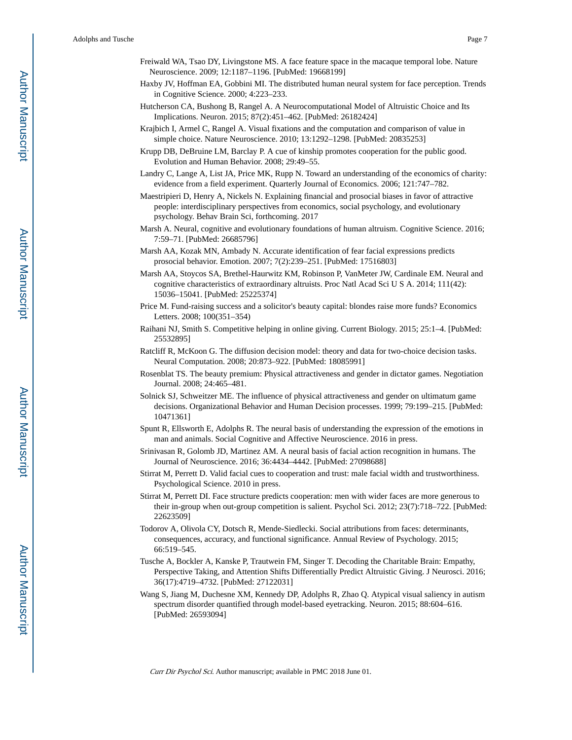Freiwald WA, Tsao DY, Livingstone MS. A face feature space in the macaque temporal lobe. Nature Neuroscience. 2009; 12:1187–1196. [PubMed: 19668199]

Haxby JV, Hoffman EA, Gobbini MI. The distributed human neural system for face perception. Trends in Cognitive Science. 2000; 4:223–233.

Hutcherson CA, Bushong B, Rangel A. A Neurocomputational Model of Altruistic Choice and Its Implications. Neuron. 2015; 87(2):451–462. [PubMed: 26182424]

Krajbich I, Armel C, Rangel A. Visual fixations and the computation and comparison of value in simple choice. Nature Neuroscience. 2010; 13:1292–1298. [PubMed: 20835253]

Krupp DB, DeBruine LM, Barclay P. A cue of kinship promotes cooperation for the public good. Evolution and Human Behavior. 2008; 29:49–55.

Landry C, Lange A, List JA, Price MK, Rupp N. Toward an understanding of the economics of charity: evidence from a field experiment. Quarterly Journal of Economics. 2006; 121:747–782.

Maestripieri D, Henry A, Nickels N. Explaining financial and prosocial biases in favor of attractive people: interdisciplinary perspectives from economics, social psychology, and evolutionary psychology. Behav Brain Sci, forthcoming. 2017

Marsh A. Neural, cognitive and evolutionary foundations of human altruism. Cognitive Science. 2016; 7:59–71. [PubMed: 26685796]

Marsh AA, Kozak MN, Ambady N. Accurate identification of fear facial expressions predicts prosocial behavior. Emotion. 2007; 7(2):239–251. [PubMed: 17516803]

Marsh AA, Stoycos SA, Brethel-Haurwitz KM, Robinson P, VanMeter JW, Cardinale EM. Neural and cognitive characteristics of extraordinary altruists. Proc Natl Acad Sci U S A. 2014; 111(42): 15036–15041. [PubMed: 25225374]

Price M. Fund-raising success and a solicitor's beauty capital: blondes raise more funds? Economics Letters. 2008; 100(351–354)

Raihani NJ, Smith S. Competitive helping in online giving. Current Biology. 2015; 25:1–4. [PubMed: 25532895]

Ratcliff R, McKoon G. The diffusion decision model: theory and data for two-choice decision tasks. Neural Computation. 2008; 20:873–922. [PubMed: 18085991]

Rosenblat TS. The beauty premium: Physical attractiveness and gender in dictator games. Negotiation Journal. 2008; 24:465–481.

Solnick SJ, Schweitzer ME. The influence of physical attractiveness and gender on ultimatum game decisions. Organizational Behavior and Human Decision processes. 1999; 79:199–215. [PubMed: 10471361]

Spunt R, Ellsworth E, Adolphs R. The neural basis of understanding the expression of the emotions in man and animals. Social Cognitive and Affective Neuroscience. 2016 in press.

Srinivasan R, Golomb JD, Martinez AM. A neural basis of facial action recognition in humans. The Journal of Neuroscience. 2016; 36:4434–4442. [PubMed: 27098688]

Stirrat M, Perrett D. Valid facial cues to cooperation and trust: male facial width and trustworthiness. Psychological Science. 2010 in press.

Stirrat M, Perrett DI. Face structure predicts cooperation: men with wider faces are more generous to their in-group when out-group competition is salient. Psychol Sci. 2012; 23(7):718–722. [PubMed: 22623509]

Todorov A, Olivola CY, Dotsch R, Mende-Siedlecki. Social attributions from faces: determinants, consequences, accuracy, and functional significance. Annual Review of Psychology. 2015; 66:519–545.

Tusche A, Bockler A, Kanske P, Trautwein FM, Singer T. Decoding the Charitable Brain: Empathy, Perspective Taking, and Attention Shifts Differentially Predict Altruistic Giving. J Neurosci. 2016; 36(17):4719–4732. [PubMed: 27122031]

Wang S, Jiang M, Duchesne XM, Kennedy DP, Adolphs R, Zhao Q. Atypical visual saliency in autism spectrum disorder quantified through model-based eyetracking. Neuron. 2015; 88:604–616. [PubMed: 26593094]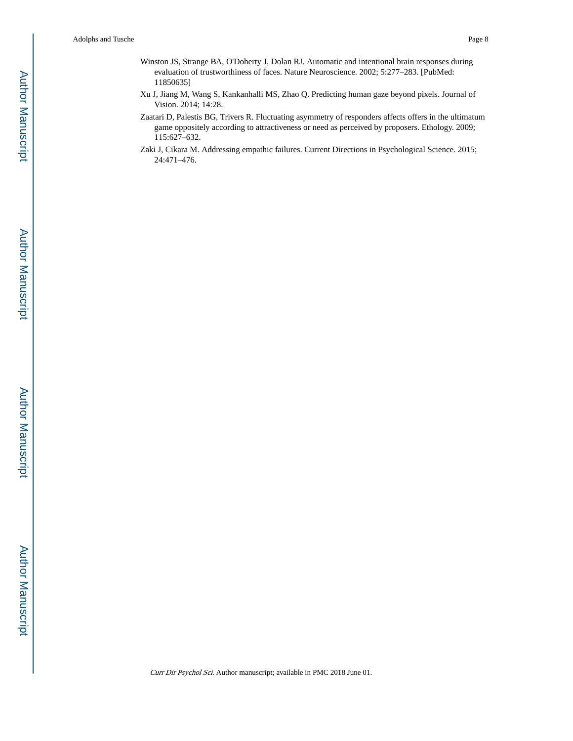Winston JS, Strange BA, O'Doherty J, Dolan RJ. Automatic and intentional brain responses during evaluation of trustworthiness of faces. Nature Neuroscience. 2002; 5:277–283. [PubMed: 11850635]

Xu J, Jiang M, Wang S, Kankanhalli MS, Zhao Q. Predicting human gaze beyond pixels. Journal of Vision. 2014; 14:28.

Zaatari D, Palestis BG, Trivers R. Fluctuating asymmetry of responders affects offers in the ultimatum game oppositely according to attractiveness or need as perceived by proposers. Ethology. 2009; 115:627–632.

Zaki J, Cikara M. Addressing empathic failures. Current Directions in Psychological Science. 2015; 24:471–476.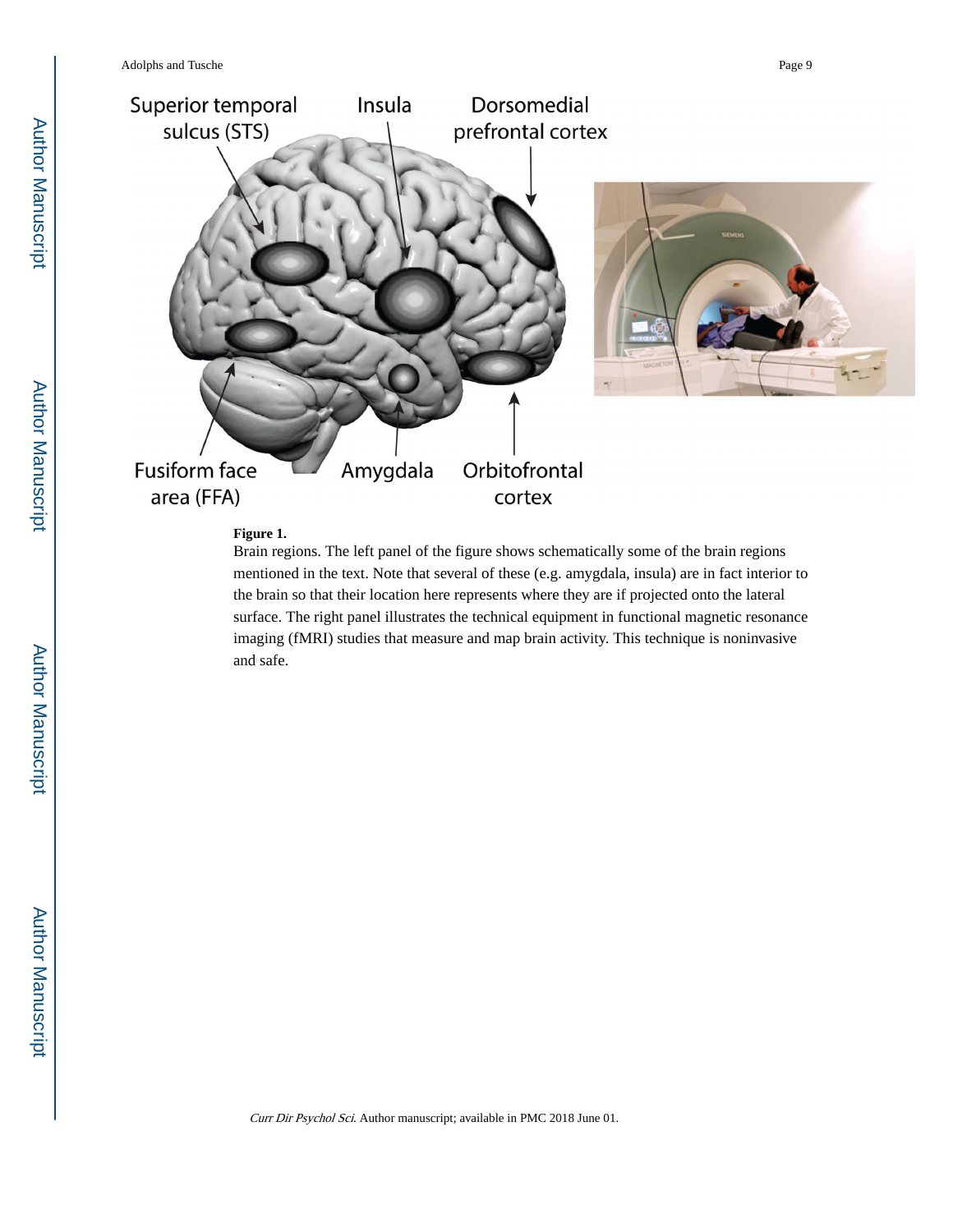**Figure 1.**

Brain regions. The left panel of the figure shows schematically some of the brain regions mentioned in the text. Note that several of these (e.g. amygdala, insula) are in fact interior to the brain so that their location here represents where they are if projected onto the lateral surface. The right panel illustrates the technical equipment in functional magnetic resonance imaging (fMRI) studies that measure and map brain activity. This technique is noninvasive and safe.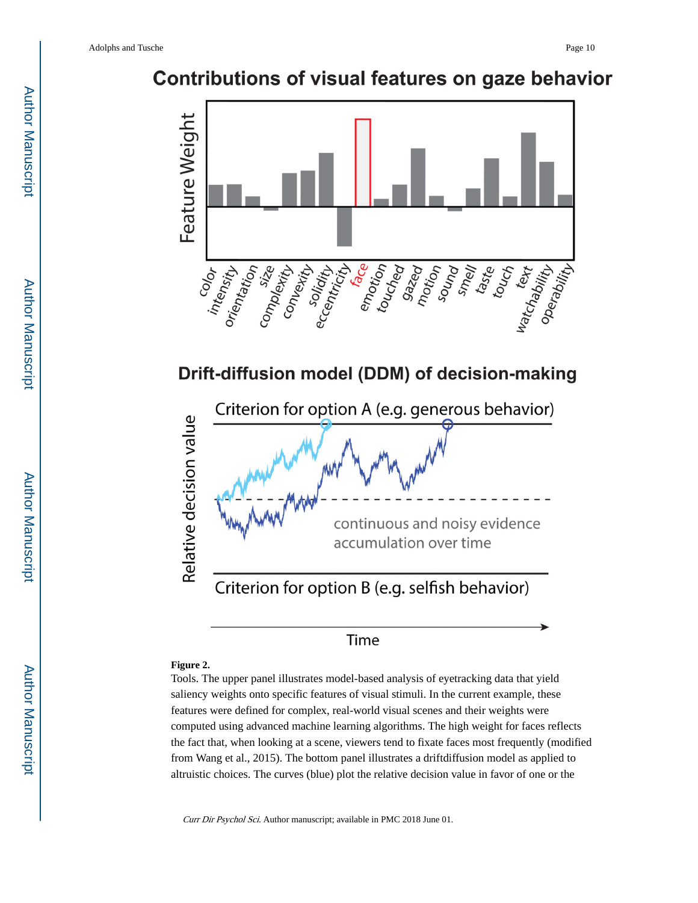**Figure 2.**

Tools. The upper panel illustrates model-based analysis of eyetracking data that yield saliency weights onto specific features of visual stimuli. In the current example, these features were defined for complex, real-world visual scenes and their weights were computed using advanced machine learning algorithms. The high weight for faces reflects the fact that, when looking at a scene, viewers tend to fixate faces most frequently (modified from Wang et al., 2015). The bottom panel illustrates a driftdiffusion model as applied to altruistic choices. The curves (blue) plot the relative decision value in favor of one or the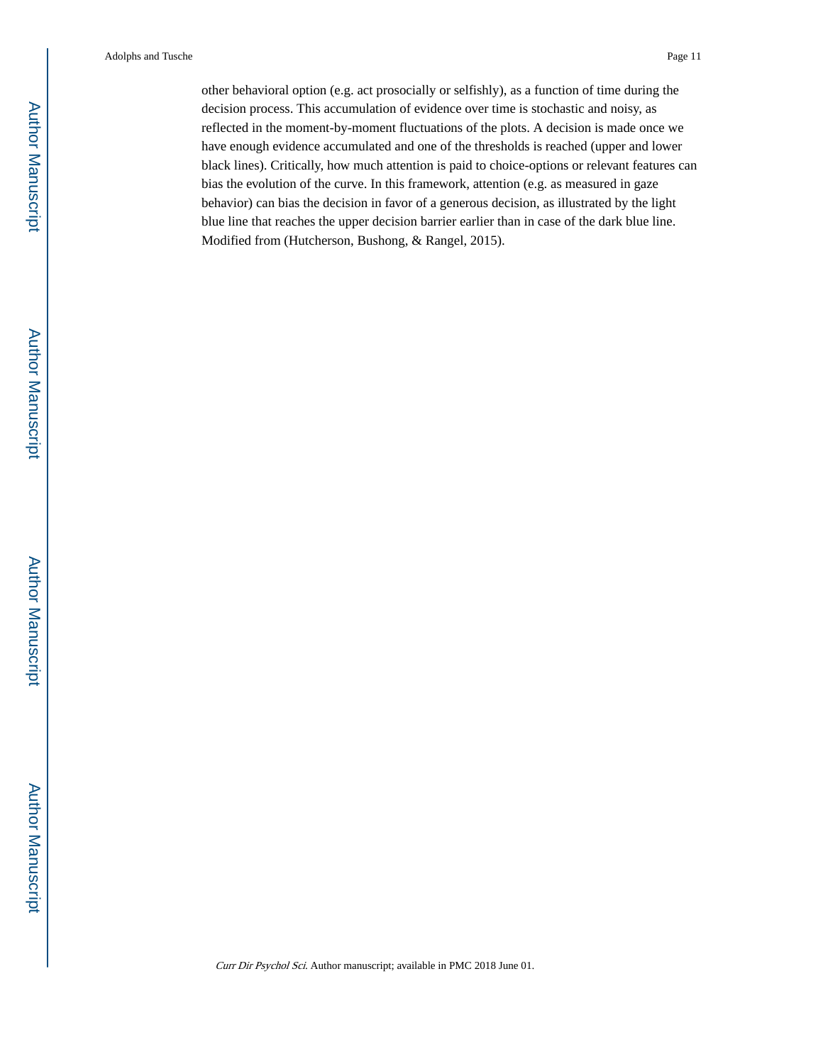other behavioral option (e.g. act prosocially or selfishly), as a function of time during the decision process. This accumulation of evidence over time is stochastic and noisy, as reflected in the moment-by-moment fluctuations of the plots. A decision is made once we have enough evidence accumulated and one of the thresholds is reached (upper and lower black lines). Critically, how much attention is paid to choice-options or relevant features can bias the evolution of the curve. In this framework, attention (e.g. as measured in gaze behavior) can bias the decision in favor of a generous decision, as illustrated by the light blue line that reaches the upper decision barrier earlier than in case of the dark blue line. Modified from (Hutcherson, Bushong, & Rangel, 2015).